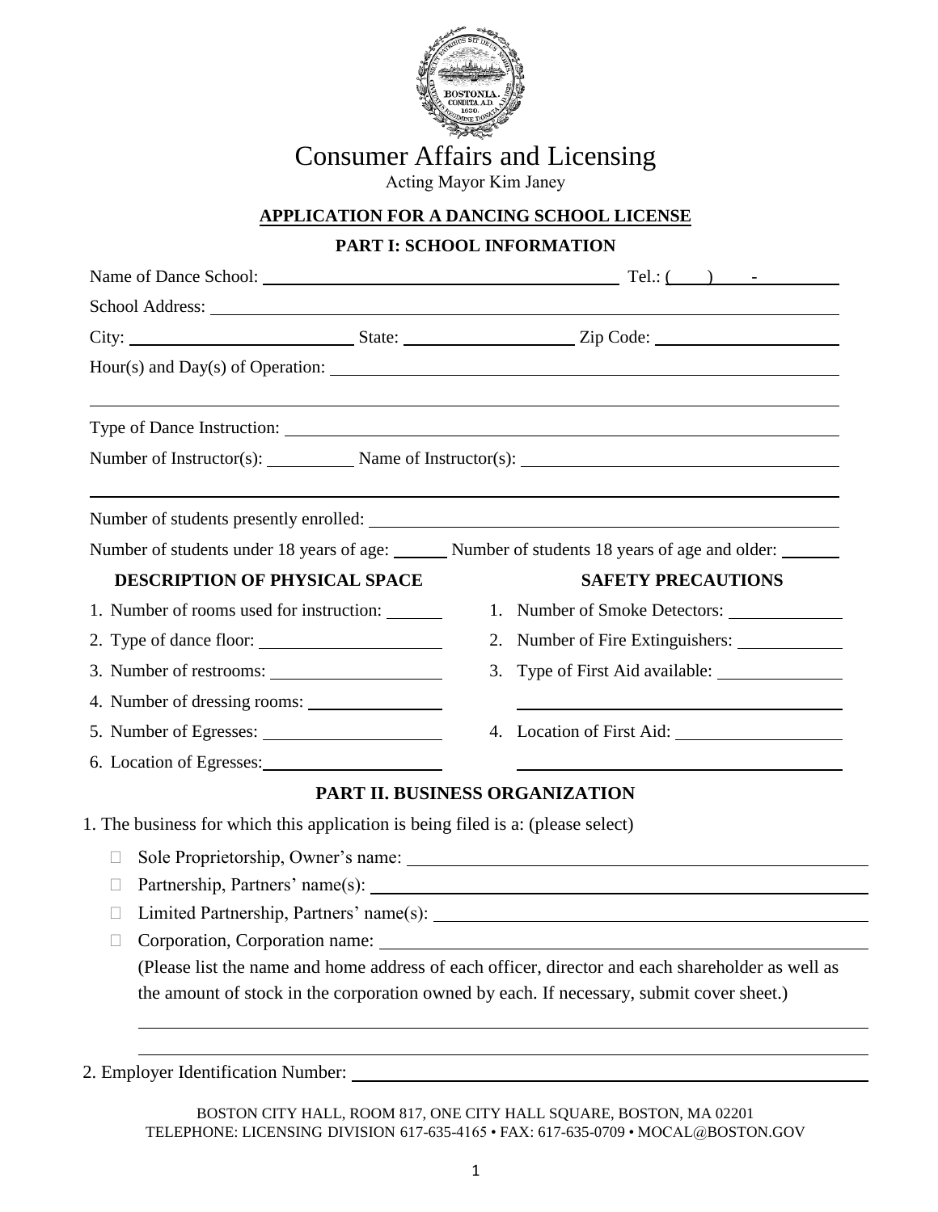# Consumer Affairs and Licensing

Acting Mayor Kim Janey

## APPLICATION FOR A DANCING SCHOOL LICENSE

### PART I: SCHOOL INFORMATION

Name of Dance School: ________________________________________ Tel.: (____) ____-________

School Address: ________________________________________________________________

City: ________________________ State: ____________________ Zip Code: ____________________

Hour(s) and Day(s) of Operation: ________________________________________________

________________________________________________________________________________

Type of Dance Instruction: _______________________________________________________

Number of Instructor(s): __________ Name of Instructor(s): _____________________________

________________________________________________________________________________

Number of students presently enrolled: ____________________________________________

Number of students under 18 years of age: ______ Number of students 18 years of age and older: ______

| DESCRIPTION OF PHYSICAL SPACE | SAFETY PRECAUTIONS |
| --- | --- |
| 1. Number of rooms used for instruction: ______ | 1. Number of Smoke Detectors: ____________ |
| 2. Type of dance floor: ____________________ | 2. Number of Fire Extinguishers: ____________ |
| 3. Number of restrooms: ____________________ | 3. Type of First Aid available: ______________ |
| 4. Number of dressing rooms: _______________ | ________________________________________ |
| 5. Number of Egresses: ____________________ | 4. Location of First Aid: ___________________ |
| 6. Location of Egresses: ___________________ | ________________________________________ |

### PART II. BUSINESS ORGANIZATION

1. The business for which this application is being filed is a: (please select)

   - ☐ Sole Proprietorship, Owner's name: ______________________________________________
   - ☐ Partnership, Partners' name(s): _________________________________________________
   - ☐ Limited Partnership, Partners' name(s): __________________________________________
   - ☐ Corporation, Corporation name: ________________________________________________

     (Please list the name and home address of each officer, director and each shareholder as well as the amount of stock in the corporation owned by each. If necessary, submit cover sheet.)

     ________________________________________________________________________________

     ________________________________________________________________________________

2. Employer Identification Number: ____________________________________________________

BOSTON CITY HALL, ROOM 817, ONE CITY HALL SQUARE, BOSTON, MA 02201
TELEPHONE: LICENSING DIVISION 617-635-4165 • FAX: 617-635-0709 • MOCAL@BOSTON.GOV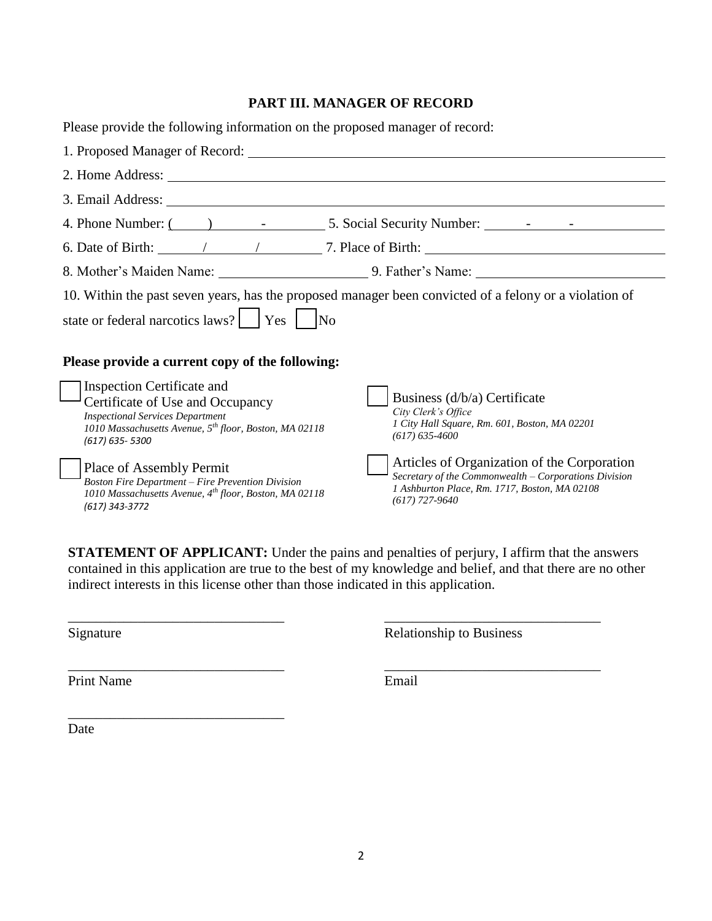## PART III. MANAGER OF RECORD

Please provide the following information on the proposed manager of record:

1. Proposed Manager of Record: ______________________________

2. Home Address: ______________________________

3. Email Address: ______________________________

4. Phone Number: (____) ______ - ______ 5. Social Security Number: ______ - ______ - ______

6. Date of Birth: ______ / ______ / ______ 7. Place of Birth: ______________________________

8. Mother's Maiden Name: ______________________ 9. Father's Name: ______________________

10. Within the past seven years, has the proposed manager been convicted of a felony or a violation of state or federal narcotics laws? ☐ Yes ☐ No

**Please provide a current copy of the following:**

☐ Inspection Certificate and Certificate of Use and Occupancy
*Inspectional Services Department*
*1010 Massachusetts Avenue, 5th floor, Boston, MA 02118*
*(617) 635- 5300*

☐ Place of Assembly Permit
*Boston Fire Department – Fire Prevention Division*
*1010 Massachusetts Avenue, 4th floor, Boston, MA 02118*
*(617) 343-3772*

☐ Business (d/b/a) Certificate
*City Clerk's Office*
*1 City Hall Square, Rm. 601, Boston, MA 02201*
*(617) 635-4600*

☐ Articles of Organization of the Corporation
*Secretary of the Commonwealth – Corporations Division*
*1 Ashburton Place, Rm. 1717, Boston, MA 02108*
*(617) 727-9640*

**STATEMENT OF APPLICANT:** Under the pains and penalties of perjury, I affirm that the answers contained in this application are true to the best of my knowledge and belief, and that there are no other indirect interests in this license other than those indicated in this application.

______________________________ ______________________________
Signature Relationship to Business

______________________________ ______________________________
Print Name Email

______________________________
Date